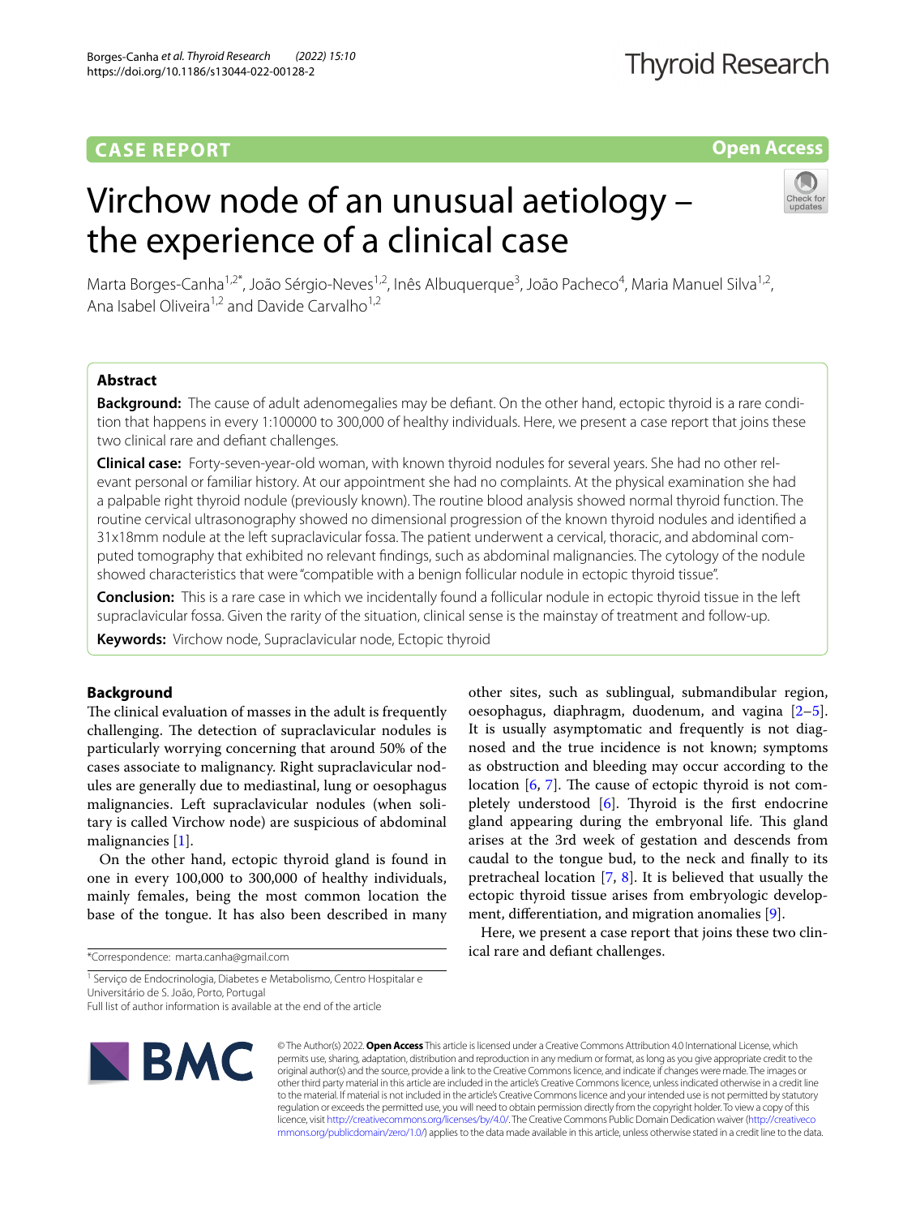CASE REPORT

Open Access

# Virchow node of an unusual aetiology – the experience of a clinical case

Marta Borges-Canha[1,2*], João Sérgio-Neves[1,2], Inês Albuquerque[3], João Pacheco[4], Maria Manuel Silva[1,2], Ana Isabel Oliveira[1,2] and Davide Carvalho[1,2]

## Abstract

**Background:** The cause of adult adenomegalies may be defiant. On the other hand, ectopic thyroid is a rare condition that happens in every 1:100000 to 300,000 of healthy individuals. Here, we present a case report that joins these two clinical rare and defiant challenges.

**Clinical case:** Forty-seven-year-old woman, with known thyroid nodules for several years. She had no other relevant personal or familiar history. At our appointment she had no complaints. At the physical examination she had a palpable right thyroid nodule (previously known). The routine blood analysis showed normal thyroid function. The routine cervical ultrasonography showed no dimensional progression of the known thyroid nodules and identified a 31x18mm nodule at the left supraclavicular fossa. The patient underwent a cervical, thoracic, and abdominal computed tomography that exhibited no relevant findings, such as abdominal malignancies. The cytology of the nodule showed characteristics that were "compatible with a benign follicular nodule in ectopic thyroid tissue".

**Conclusion:** This is a rare case in which we incidentally found a follicular nodule in ectopic thyroid tissue in the left supraclavicular fossa. Given the rarity of the situation, clinical sense is the mainstay of treatment and follow-up.

**Keywords:** Virchow node, Supraclavicular node, Ectopic thyroid

## Background

The clinical evaluation of masses in the adult is frequently challenging. The detection of supraclavicular nodules is particularly worrying concerning that around 50% of the cases associate to malignancy. Right supraclavicular nodules are generally due to mediastinal, lung or oesophagus malignancies. Left supraclavicular nodules (when solitary is called Virchow node) are suspicious of abdominal malignancies [1].

On the other hand, ectopic thyroid gland is found in one in every 100,000 to 300,000 of healthy individuals, mainly females, being the most common location the base of the tongue. It has also been described in many other sites, such as sublingual, submandibular region, oesophagus, diaphragm, duodenum, and vagina [2–5]. It is usually asymptomatic and frequently is not diagnosed and the true incidence is not known; symptoms as obstruction and bleeding may occur according to the location [6, 7]. The cause of ectopic thyroid is not completely understood [6]. Thyroid is the first endocrine gland appearing during the embryonal life. This gland arises at the 3rd week of gestation and descends from caudal to the tongue bud, to the neck and finally to its pretracheal location [7, 8]. It is believed that usually the ectopic thyroid tissue arises from embryologic development, differentiation, and migration anomalies [9].

Here, we present a case report that joins these two clinical rare and defiant challenges.

*Correspondence: marta.canha@gmail.com

[1] Serviço de Endocrinologia, Diabetes e Metabolismo, Centro Hospitalar e Universitário de S. João, Porto, Portugal

Full list of author information is available at the end of the article

© The Author(s) 2022. **Open Access** This article is licensed under a Creative Commons Attribution 4.0 International License, which permits use, sharing, adaptation, distribution and reproduction in any medium or format, as long as you give appropriate credit to the original author(s) and the source, provide a link to the Creative Commons licence, and indicate if changes were made. The images or other third party material in this article are included in the article's Creative Commons licence, unless indicated otherwise in a credit line to the material. If material is not included in the article's Creative Commons licence and your intended use is not permitted by statutory regulation or exceeds the permitted use, you will need to obtain permission directly from the copyright holder. To view a copy of this licence, visit http://creativecommons.org/licenses/by/4.0/. The Creative Commons Public Domain Dedication waiver (http://creativecommons.org/publicdomain/zero/1.0/) applies to the data made available in this article, unless otherwise stated in a credit line to the data.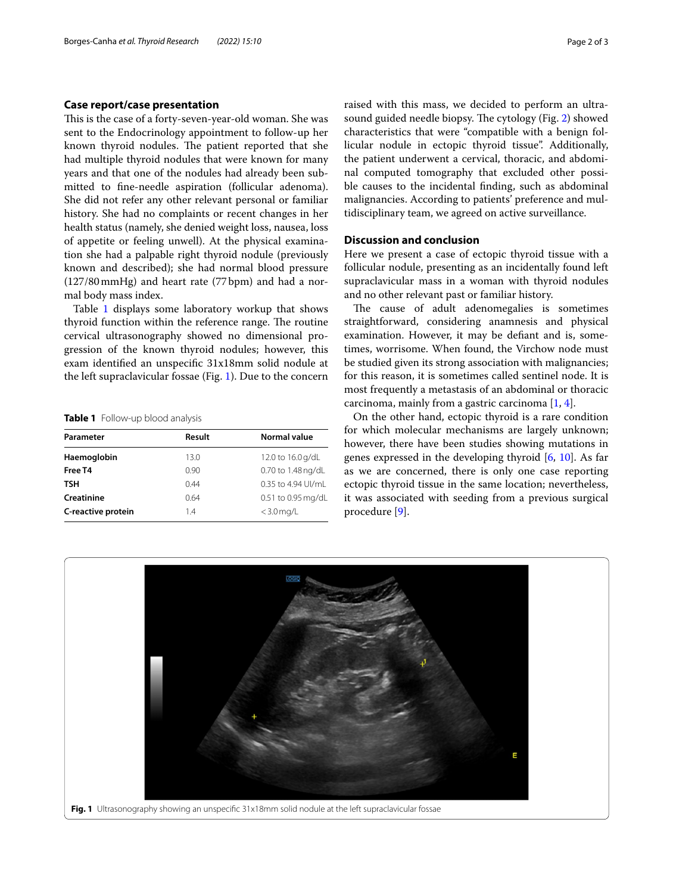## Case report/case presentation

This is the case of a forty-seven-year-old woman. She was sent to the Endocrinology appointment to follow-up her known thyroid nodules. The patient reported that she had multiple thyroid nodules that were known for many years and that one of the nodules had already been submitted to fine-needle aspiration (follicular adenoma). She did not refer any other relevant personal or familiar history. She had no complaints or recent changes in her health status (namely, she denied weight loss, nausea, loss of appetite or feeling unwell). At the physical examination she had a palpable right thyroid nodule (previously known and described); she had normal blood pressure (127/80 mmHg) and heart rate (77 bpm) and had a normal body mass index.

Table 1 displays some laboratory workup that shows thyroid function within the reference range. The routine cervical ultrasonography showed no dimensional progression of the known thyroid nodules; however, this exam identified an unspecific 31x18mm solid nodule at the left supraclavicular fossae (Fig. 1). Due to the concern raised with this mass, we decided to perform an ultrasound guided needle biopsy. The cytology (Fig. 2) showed characteristics that were "compatible with a benign follicular nodule in ectopic thyroid tissue". Additionally, the patient underwent a cervical, thoracic, and abdominal computed tomography that excluded other possible causes to the incidental finding, such as abdominal malignancies. According to patients' preference and multidisciplinary team, we agreed on active surveillance.

**Table 1** Follow-up blood analysis

| Parameter | Result | Normal value |
|---|---|---|
| **Haemoglobin** | 13.0 | 12.0 to 16.0 g/dL |
| **Free T4** | 0.90 | 0.70 to 1.48 ng/dL |
| **TSH** | 0.44 | 0.35 to 4.94 UI/mL |
| **Creatinine** | 0.64 | 0.51 to 0.95 mg/dL |
| **C-reactive protein** | 1.4 | < 3.0 mg/L |

## Discussion and conclusion

Here we present a case of ectopic thyroid tissue with a follicular nodule, presenting as an incidentally found left supraclavicular mass in a woman with thyroid nodules and no other relevant past or familiar history.

The cause of adult adenomegalies is sometimes straightforward, considering anamnesis and physical examination. However, it may be defiant and is, sometimes, worrisome. When found, the Virchow node must be studied given its strong association with malignancies; for this reason, it is sometimes called sentinel node. It is most frequently a metastasis of an abdominal or thoracic carcinoma, mainly from a gastric carcinoma [1, 4].

On the other hand, ectopic thyroid is a rare condition for which molecular mechanisms are largely unknown; however, there have been studies showing mutations in genes expressed in the developing thyroid [6, 10]. As far as we are concerned, there is only one case reporting ectopic thyroid tissue in the same location; nevertheless, it was associated with seeding from a previous surgical procedure [9].

**Fig. 1** Ultrasonography showing an unspecific 31x18mm solid nodule at the left supraclavicular fossae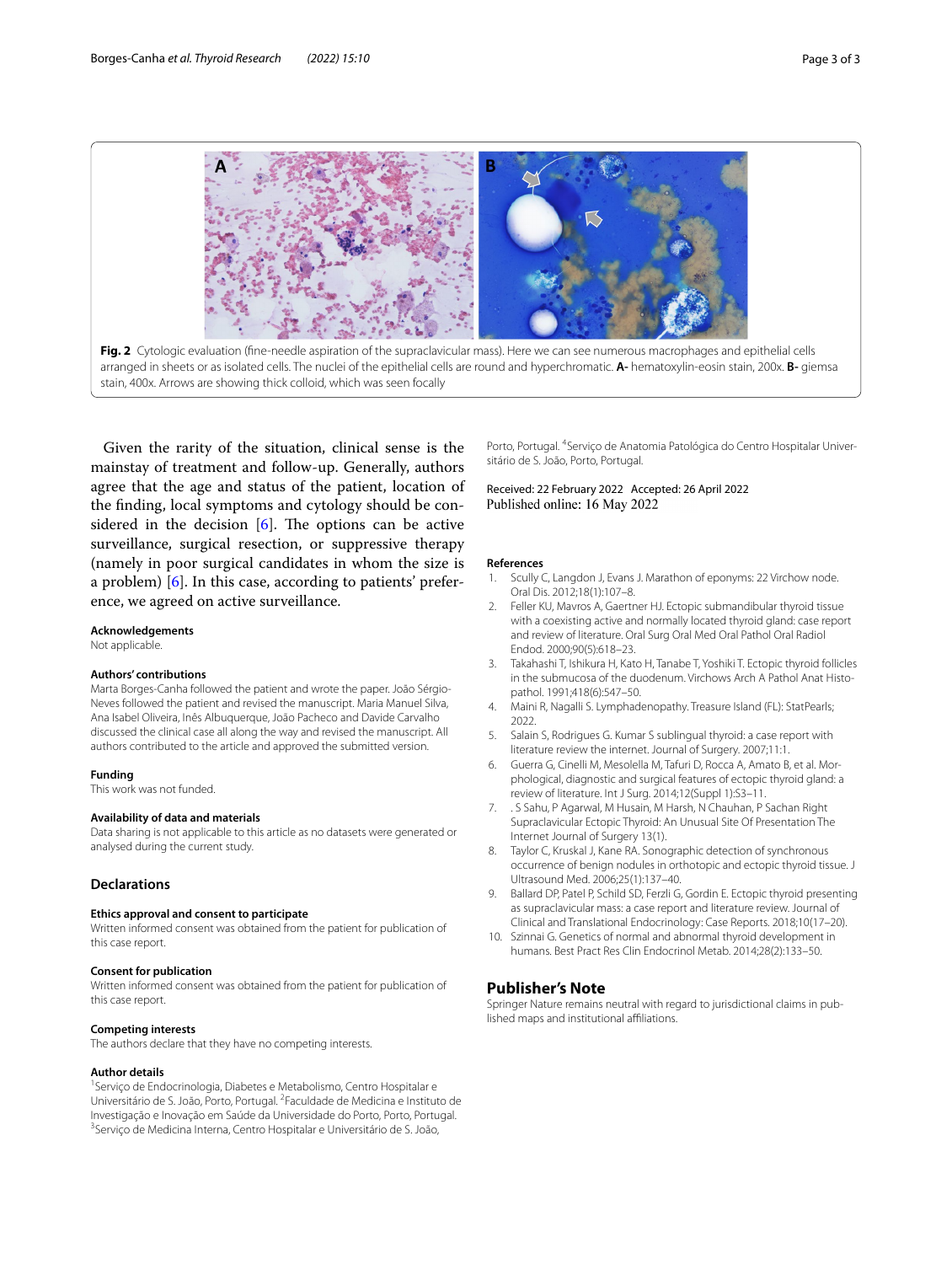**Fig. 2** Cytologic evaluation (fine-needle aspiration of the supraclavicular mass). Here we can see numerous macrophages and epithelial cells arranged in sheets or as isolated cells. The nuclei of the epithelial cells are round and hyperchromatic. **A-** hematoxylin-eosin stain, 200x. **B-** giemsa stain, 400x. Arrows are showing thick colloid, which was seen focally

Given the rarity of the situation, clinical sense is the mainstay of treatment and follow-up. Generally, authors agree that the age and status of the patient, location of the finding, local symptoms and cytology should be considered in the decision [6]. The options can be active surveillance, surgical resection, or suppressive therapy (namely in poor surgical candidates in whom the size is a problem) [6]. In this case, according to patients' preference, we agreed on active surveillance.

#### Acknowledgements
Not applicable.

#### Authors' contributions
Marta Borges-Canha followed the patient and wrote the paper. João Sérgio-Neves followed the patient and revised the manuscript. Maria Manuel Silva, Ana Isabel Oliveira, Inês Albuquerque, João Pacheco and Davide Carvalho discussed the clinical case all along the way and revised the manuscript. All authors contributed to the article and approved the submitted version.

#### Funding
This work was not funded.

#### Availability of data and materials
Data sharing is not applicable to this article as no datasets were generated or analysed during the current study.

### Declarations

#### Ethics approval and consent to participate
Written informed consent was obtained from the patient for publication of this case report.

#### Consent for publication
Written informed consent was obtained from the patient for publication of this case report.

#### Competing interests
The authors declare that they have no competing interests.

#### Author details
[1]Serviço de Endocrinologia, Diabetes e Metabolismo, Centro Hospitalar e Universitário de S. João, Porto, Portugal. [2]Faculdade de Medicina e Instituto de Investigação e Inovação em Saúde da Universidade do Porto, Porto, Portugal. [3]Serviço de Medicina Interna, Centro Hospitalar e Universitário de S. João, Porto, Portugal. [4]Serviço de Anatomia Patológica do Centro Hospitalar Universitário de S. João, Porto, Portugal.

Received: 22 February 2022 Accepted: 26 April 2022
Published online: 16 May 2022

#### References
1. Scully C, Langdon J, Evans J. Marathon of eponyms: 22 Virchow node. Oral Dis. 2012;18(1):107–8.
2. Feller KU, Mavros A, Gaertner HJ. Ectopic submandibular thyroid tissue with a coexisting active and normally located thyroid gland: case report and review of literature. Oral Surg Oral Med Oral Pathol Oral Radiol Endod. 2000;90(5):618–23.
3. Takahashi T, Ishikura H, Kato H, Tanabe T, Yoshiki T. Ectopic thyroid follicles in the submucosa of the duodenum. Virchows Arch A Pathol Anat Histopathol. 1991;418(6):547–50.
4. Maini R, Nagalli S. Lymphadenopathy. Treasure Island (FL): StatPearls; 2022.
5. Salain S, Rodrigues G. Kumar S sublingual thyroid: a case report with literature review the internet. Journal of Surgery. 2007;11:1.
6. Guerra G, Cinelli M, Mesolella M, Tafuri D, Rocca A, Amato B, et al. Morphological, diagnostic and surgical features of ectopic thyroid gland: a review of literature. Int J Surg. 2014;12(Suppl 1):S3–11.
7. . S Sahu, P Agarwal, M Husain, M Harsh, N Chauhan, P Sachan Right Supraclavicular Ectopic Thyroid: An Unusual Site Of Presentation The Internet Journal of Surgery 13(1).
8. Taylor C, Kruskal J, Kane RA. Sonographic detection of synchronous occurrence of benign nodules in orthotopic and ectopic thyroid tissue. J Ultrasound Med. 2006;25(1):137–40.
9. Ballard DP, Patel P, Schild SD, Ferzli G, Gordin E. Ectopic thyroid presenting as supraclavicular mass: a case report and literature review. Journal of Clinical and Translational Endocrinology: Case Reports. 2018;10(17–20).
10. Szinnai G. Genetics of normal and abnormal thyroid development in humans. Best Pract Res Clin Endocrinol Metab. 2014;28(2):133–50.

### Publisher's Note
Springer Nature remains neutral with regard to jurisdictional claims in published maps and institutional affiliations.